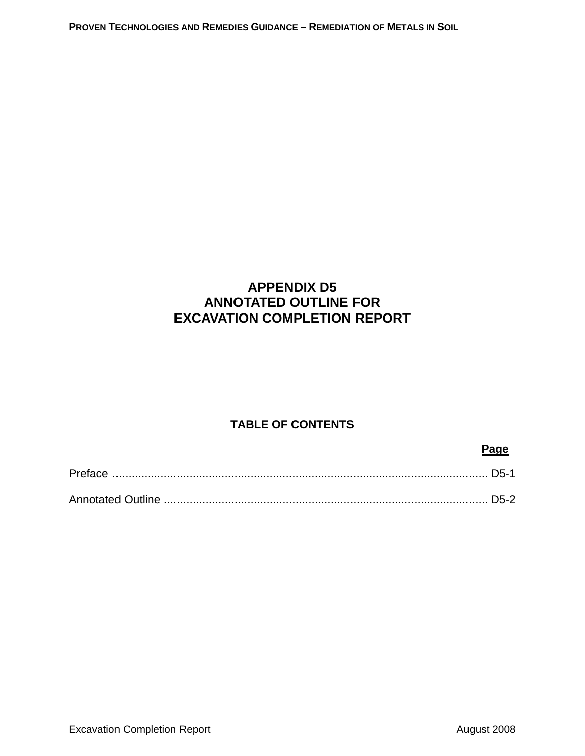# APPENDIX D5
# ANNOTATED OUTLINE FOR EXCAVATION COMPLETION REPORT

## TABLE OF CONTENTS

| | Page |
|---|---|
| Preface | D5-1 |
| Annotated Outline | D5-2 |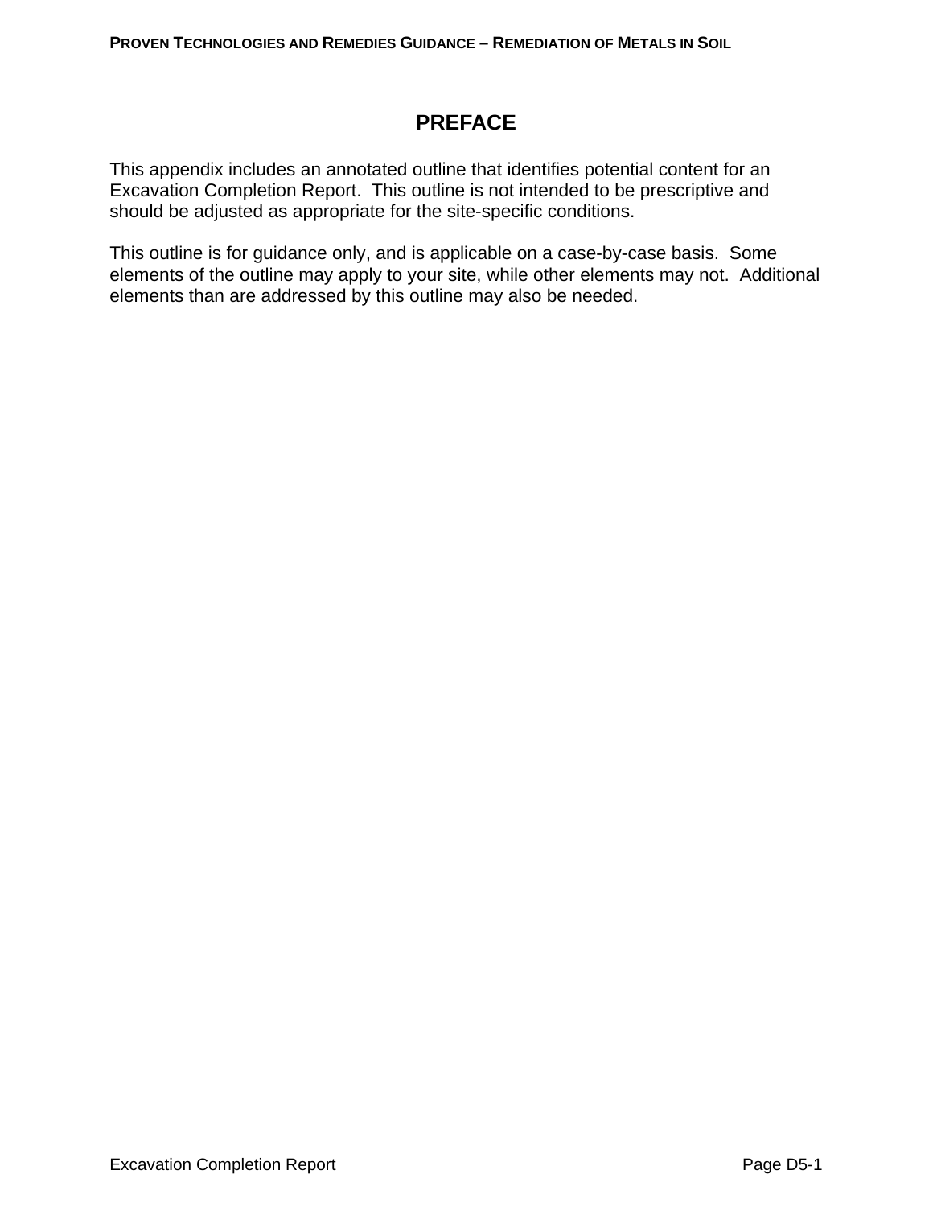# PREFACE

This appendix includes an annotated outline that identifies potential content for an Excavation Completion Report. This outline is not intended to be prescriptive and should be adjusted as appropriate for the site-specific conditions.

This outline is for guidance only, and is applicable on a case-by-case basis. Some elements of the outline may apply to your site, while other elements may not. Additional elements than are addressed by this outline may also be needed.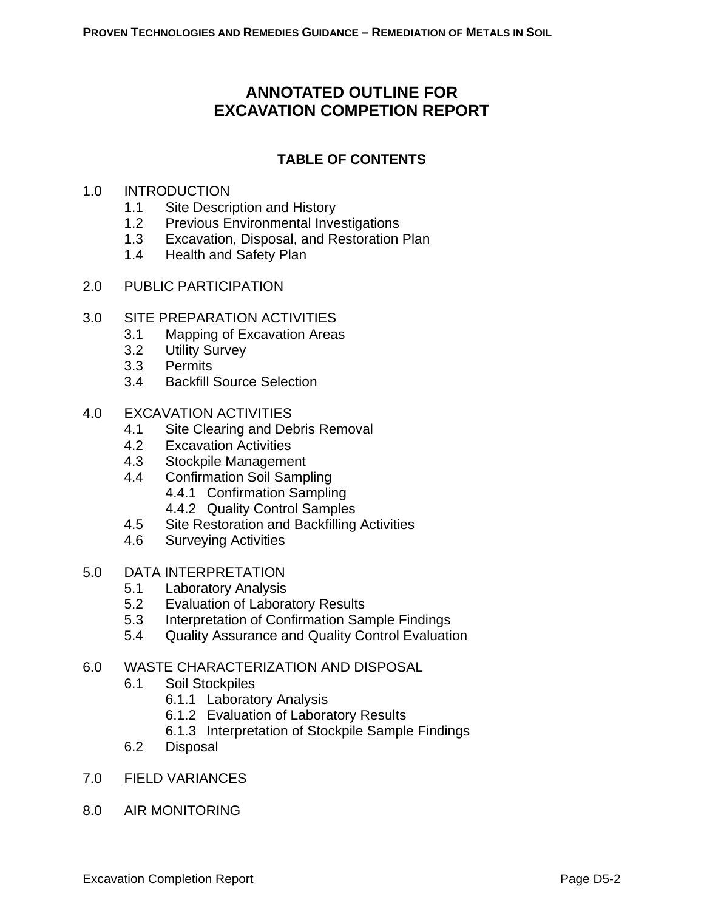# ANNOTATED OUTLINE FOR EXCAVATION COMPETION REPORT

## TABLE OF CONTENTS

1.0 INTRODUCTION
- 1.1 Site Description and History
- 1.2 Previous Environmental Investigations
- 1.3 Excavation, Disposal, and Restoration Plan
- 1.4 Health and Safety Plan

2.0 PUBLIC PARTICIPATION

3.0 SITE PREPARATION ACTIVITIES
- 3.1 Mapping of Excavation Areas
- 3.2 Utility Survey
- 3.3 Permits
- 3.4 Backfill Source Selection

4.0 EXCAVATION ACTIVITIES
- 4.1 Site Clearing and Debris Removal
- 4.2 Excavation Activities
- 4.3 Stockpile Management
- 4.4 Confirmation Soil Sampling
  - 4.4.1 Confirmation Sampling
  - 4.4.2 Quality Control Samples
- 4.5 Site Restoration and Backfilling Activities
- 4.6 Surveying Activities

5.0 DATA INTERPRETATION
- 5.1 Laboratory Analysis
- 5.2 Evaluation of Laboratory Results
- 5.3 Interpretation of Confirmation Sample Findings
- 5.4 Quality Assurance and Quality Control Evaluation

6.0 WASTE CHARACTERIZATION AND DISPOSAL
- 6.1 Soil Stockpiles
  - 6.1.1 Laboratory Analysis
  - 6.1.2 Evaluation of Laboratory Results
  - 6.1.3 Interpretation of Stockpile Sample Findings
- 6.2 Disposal

7.0 FIELD VARIANCES

8.0 AIR MONITORING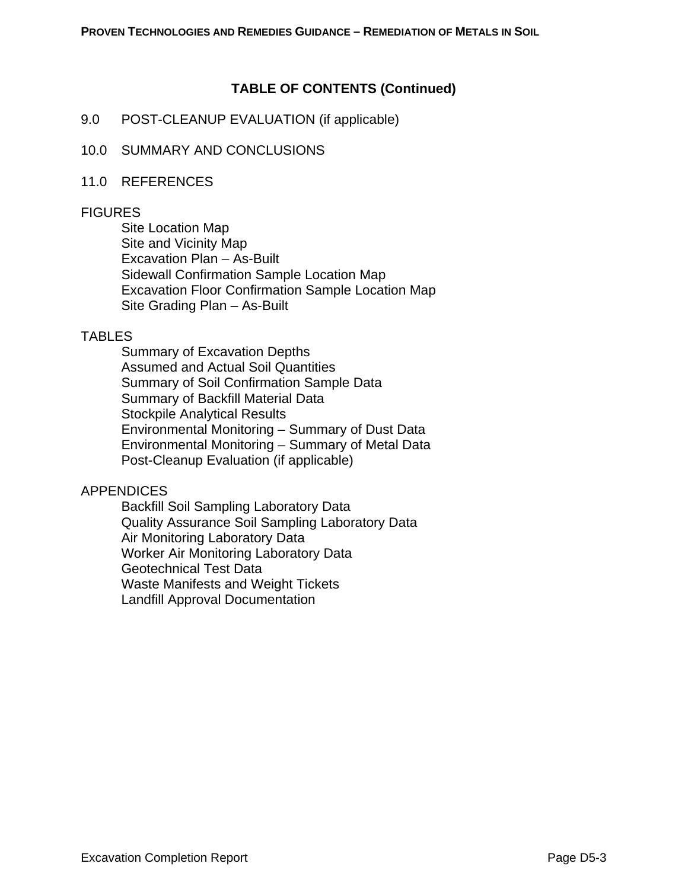## TABLE OF CONTENTS (Continued)

9.0 POST-CLEANUP EVALUATION (if applicable)

10.0 SUMMARY AND CONCLUSIONS

11.0 REFERENCES

FIGURES

- Site Location Map
- Site and Vicinity Map
- Excavation Plan – As-Built
- Sidewall Confirmation Sample Location Map
- Excavation Floor Confirmation Sample Location Map
- Site Grading Plan – As-Built

TABLES

- Summary of Excavation Depths
- Assumed and Actual Soil Quantities
- Summary of Soil Confirmation Sample Data
- Summary of Backfill Material Data
- Stockpile Analytical Results
- Environmental Monitoring – Summary of Dust Data
- Environmental Monitoring – Summary of Metal Data
- Post-Cleanup Evaluation (if applicable)

APPENDICES

- Backfill Soil Sampling Laboratory Data
- Quality Assurance Soil Sampling Laboratory Data
- Air Monitoring Laboratory Data
- Worker Air Monitoring Laboratory Data
- Geotechnical Test Data
- Waste Manifests and Weight Tickets
- Landfill Approval Documentation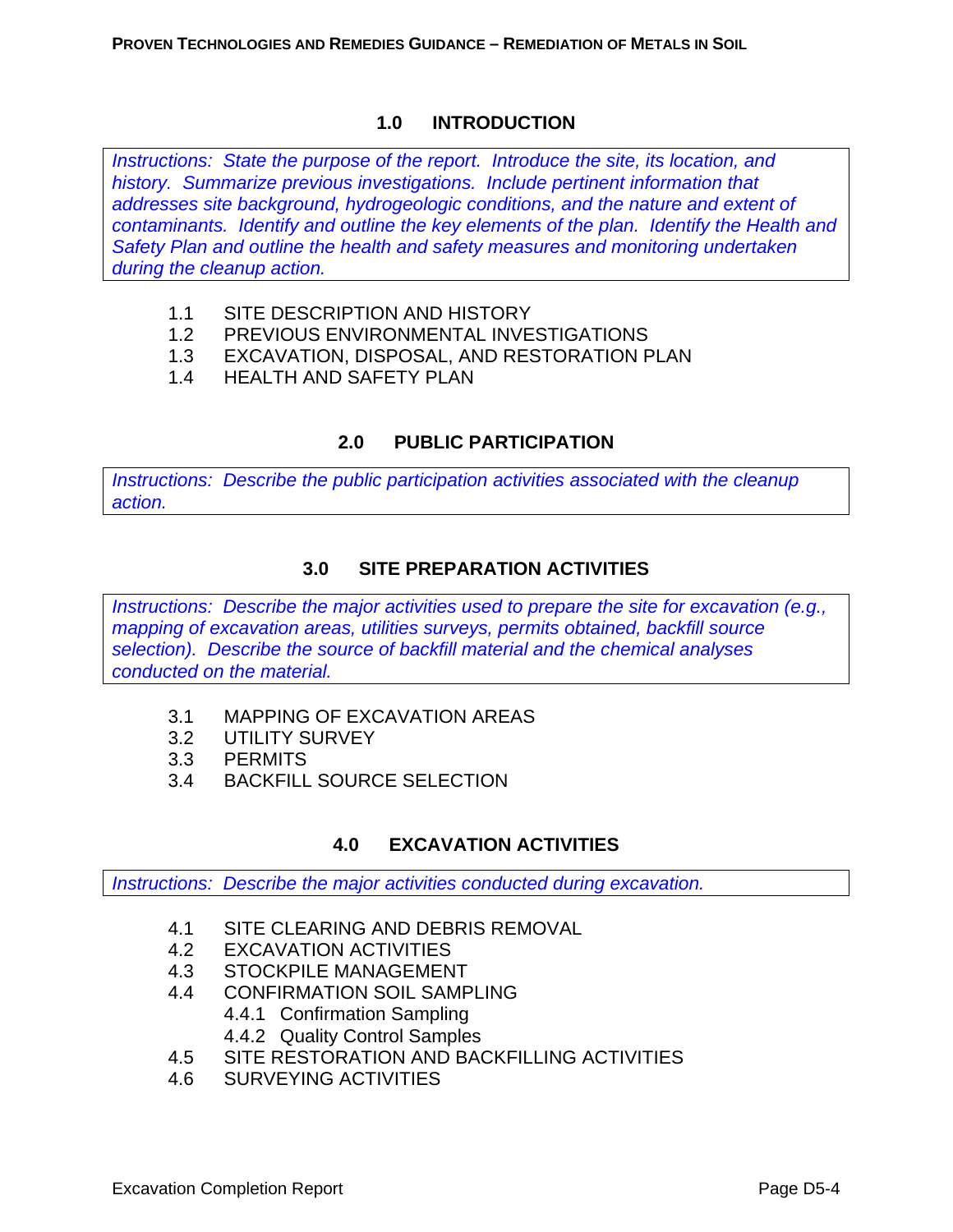# 1.0 INTRODUCTION

*Instructions: State the purpose of the report. Introduce the site, its location, and history. Summarize previous investigations. Include pertinent information that addresses site background, hydrogeologic conditions, and the nature and extent of contaminants. Identify and outline the key elements of the plan. Identify the Health and Safety Plan and outline the health and safety measures and monitoring undertaken during the cleanup action.*

- 1.1 SITE DESCRIPTION AND HISTORY
- 1.2 PREVIOUS ENVIRONMENTAL INVESTIGATIONS
- 1.3 EXCAVATION, DISPOSAL, AND RESTORATION PLAN
- 1.4 HEALTH AND SAFETY PLAN

# 2.0 PUBLIC PARTICIPATION

*Instructions: Describe the public participation activities associated with the cleanup action.*

# 3.0 SITE PREPARATION ACTIVITIES

*Instructions: Describe the major activities used to prepare the site for excavation (e.g., mapping of excavation areas, utilities surveys, permits obtained, backfill source selection). Describe the source of backfill material and the chemical analyses conducted on the material.*

- 3.1 MAPPING OF EXCAVATION AREAS
- 3.2 UTILITY SURVEY
- 3.3 PERMITS
- 3.4 BACKFILL SOURCE SELECTION

# 4.0 EXCAVATION ACTIVITIES

*Instructions: Describe the major activities conducted during excavation.*

- 4.1 SITE CLEARING AND DEBRIS REMOVAL
- 4.2 EXCAVATION ACTIVITIES
- 4.3 STOCKPILE MANAGEMENT
- 4.4 CONFIRMATION SOIL SAMPLING
  - 4.4.1 Confirmation Sampling
  - 4.4.2 Quality Control Samples
- 4.5 SITE RESTORATION AND BACKFILLING ACTIVITIES
- 4.6 SURVEYING ACTIVITIES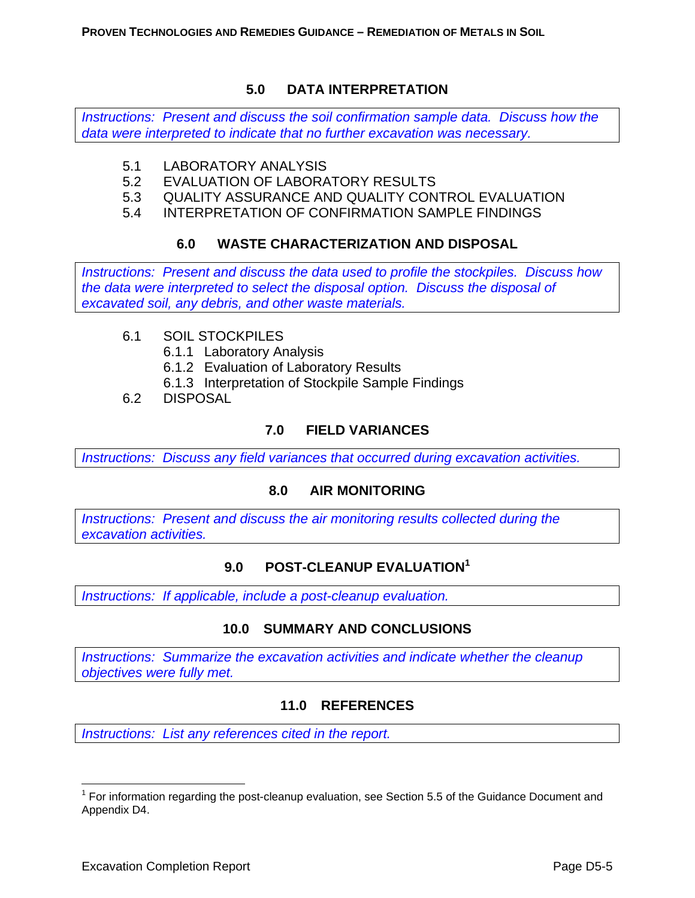## 5.0 DATA INTERPRETATION

*Instructions: Present and discuss the soil confirmation sample data. Discuss how the data were interpreted to indicate that no further excavation was necessary.*

- 5.1 LABORATORY ANALYSIS
- 5.2 EVALUATION OF LABORATORY RESULTS
- 5.3 QUALITY ASSURANCE AND QUALITY CONTROL EVALUATION
- 5.4 INTERPRETATION OF CONFIRMATION SAMPLE FINDINGS

## 6.0 WASTE CHARACTERIZATION AND DISPOSAL

*Instructions: Present and discuss the data used to profile the stockpiles. Discuss how the data were interpreted to select the disposal option. Discuss the disposal of excavated soil, any debris, and other waste materials.*

- 6.1 SOIL STOCKPILES
  - 6.1.1 Laboratory Analysis
  - 6.1.2 Evaluation of Laboratory Results
  - 6.1.3 Interpretation of Stockpile Sample Findings
- 6.2 DISPOSAL

## 7.0 FIELD VARIANCES

*Instructions: Discuss any field variances that occurred during excavation activities.*

## 8.0 AIR MONITORING

*Instructions: Present and discuss the air monitoring results collected during the excavation activities.*

## 9.0 POST-CLEANUP EVALUATION[1]

*Instructions: If applicable, include a post-cleanup evaluation.*

## 10.0 SUMMARY AND CONCLUSIONS

*Instructions: Summarize the excavation activities and indicate whether the cleanup objectives were fully met.*

## 11.0 REFERENCES

*Instructions: List any references cited in the report.*

---

[1] For information regarding the post-cleanup evaluation, see Section 5.5 of the Guidance Document and Appendix D4.